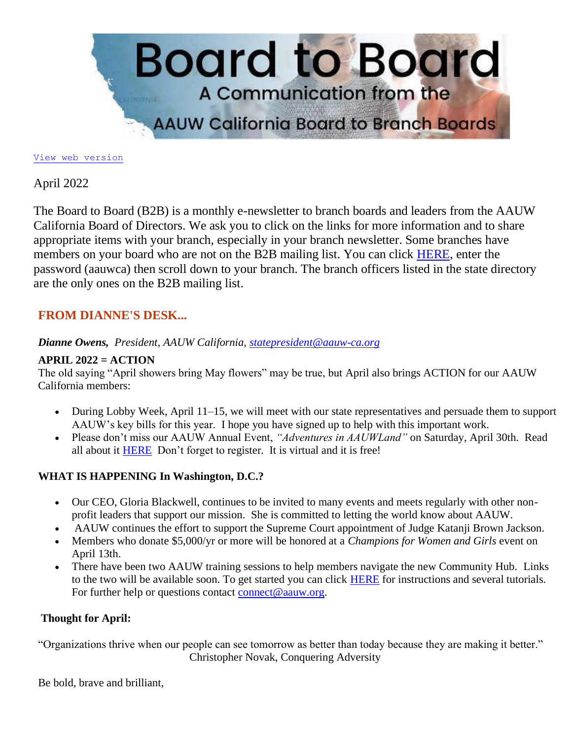# Board to Board

A Communication from the

AAUW California Board to Branch Boards

View web version

April 2022

The Board to Board (B2B) is a monthly e-newsletter to branch boards and leaders from the AAUW California Board of Directors. We ask you to click on the links for more information and to share appropriate items with your branch, especially in your branch newsletter. Some branches have members on your board who are not on the B2B mailing list. You can click HERE, enter the password (aauwca) then scroll down to your branch. The branch officers listed in the state directory are the only ones on the B2B mailing list.

## FROM DIANNE'S DESK...

***Dianne Owens,*** *President, AAUW California, statepresident@aauw-ca.org*

**APRIL 2022 = ACTION**

The old saying "April showers bring May flowers" may be true, but April also brings ACTION for our AAUW California members:

- During Lobby Week, April 11–15, we will meet with our state representatives and persuade them to support AAUW's key bills for this year. I hope you have signed up to help with this important work.
- Please don't miss our AAUW Annual Event, *"Adventures in AAUWLand"* on Saturday, April 30th. Read all about it HERE Don't forget to register. It is virtual and it is free!

**WHAT IS HAPPENING In Washington, D.C.?**

- Our CEO, Gloria Blackwell, continues to be invited to many events and meets regularly with other non-profit leaders that support our mission. She is committed to letting the world know about AAUW.
- AAUW continues the effort to support the Supreme Court appointment of Judge Katanji Brown Jackson.
- Members who donate $5,000/yr or more will be honored at a *Champions for Women and Girls* event on April 13th.
- There have been two AAUW training sessions to help members navigate the new Community Hub. Links to the two will be available soon. To get started you can click HERE for instructions and several tutorials. For further help or questions contact connect@aauw.org.

**Thought for April:**

"Organizations thrive when our people can see tomorrow as better than today because they are making it better."
Christopher Novak, Conquering Adversity

Be bold, brave and brilliant,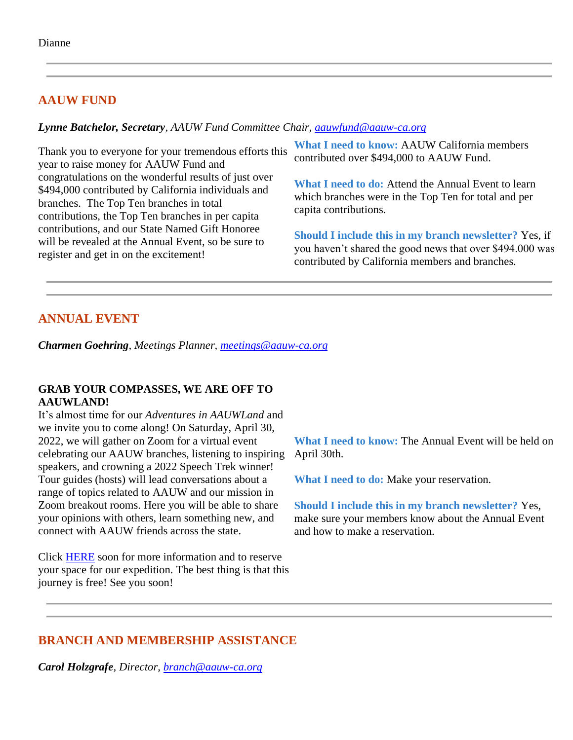Dianne

---

## AAUW FUND

***Lynne Batchelor, Secretary**, AAUW Fund Committee Chair, aauwfund@aauw-ca.org*

Thank you to everyone for your tremendous efforts this year to raise money for AAUW Fund and congratulations on the wonderful results of just over $494,000 contributed by California individuals and branches. The Top Ten branches in total contributions, the Top Ten branches in per capita contributions, and our State Named Gift Honoree will be revealed at the Annual Event, so be sure to register and get in on the excitement!

**What I need to know:** AAUW California members contributed over $494,000 to AAUW Fund.

**What I need to do:** Attend the Annual Event to learn which branches were in the Top Ten for total and per capita contributions.

**Should I include this in my branch newsletter?** Yes, if you haven't shared the good news that over $494.000 was contributed by California members and branches.

---

## ANNUAL EVENT

***Charmen Goehring**, Meetings Planner, meetings@aauw-ca.org*

**GRAB YOUR COMPASSES, WE ARE OFF TO AAUWLAND!**

It's almost time for our *Adventures in AAUWLand* and we invite you to come along! On Saturday, April 30, 2022, we will gather on Zoom for a virtual event celebrating our AAUW branches, listening to inspiring speakers, and crowning a 2022 Speech Trek winner! Tour guides (hosts) will lead conversations about a range of topics related to AAUW and our mission in Zoom breakout rooms. Here you will be able to share your opinions with others, learn something new, and connect with AAUW friends across the state.

Click HERE soon for more information and to reserve your space for our expedition. The best thing is that this journey is free! See you soon!

**What I need to know:** The Annual Event will be held on April 30th.

**What I need to do:** Make your reservation.

**Should I include this in my branch newsletter?** Yes, make sure your members know about the Annual Event and how to make a reservation.

---

## BRANCH AND MEMBERSHIP ASSISTANCE

***Carol Holzgrafe**, Director, branch@aauw-ca.org*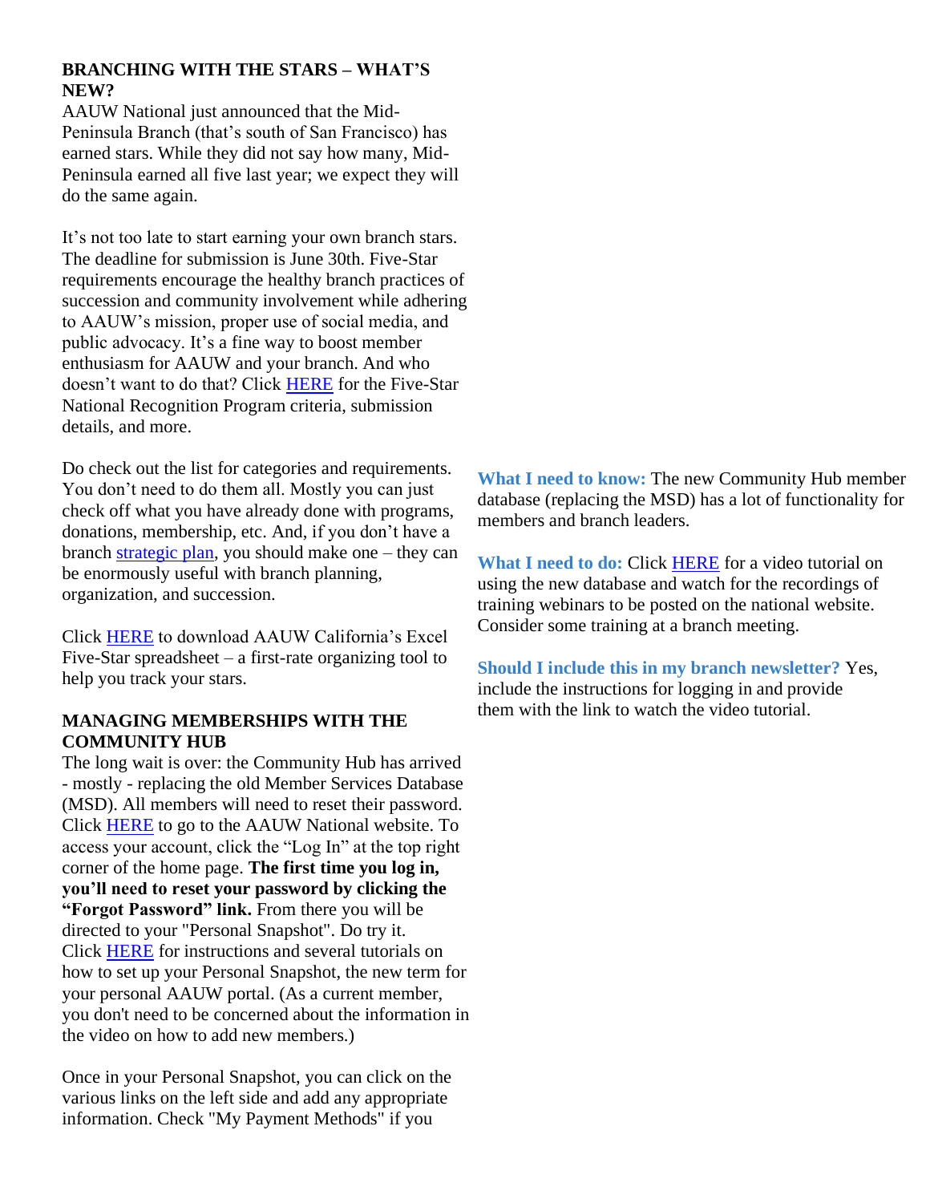## BRANCHING WITH THE STARS – WHAT'S NEW?

AAUW National just announced that the Mid-Peninsula Branch (that's south of San Francisco) has earned stars. While they did not say how many, Mid-Peninsula earned all five last year; we expect they will do the same again.

It's not too late to start earning your own branch stars. The deadline for submission is June 30th. Five-Star requirements encourage the healthy branch practices of succession and community involvement while adhering to AAUW's mission, proper use of social media, and public advocacy. It's a fine way to boost member enthusiasm for AAUW and your branch. And who doesn't want to do that? Click HERE for the Five-Star National Recognition Program criteria, submission details, and more.

Do check out the list for categories and requirements. You don't need to do them all. Mostly you can just check off what you have already done with programs, donations, membership, etc. And, if you don't have a branch strategic plan, you should make one – they can be enormously useful with branch planning, organization, and succession.

Click HERE to download AAUW California's Excel Five-Star spreadsheet – a first-rate organizing tool to help you track your stars.

## MANAGING MEMBERSHIPS WITH THE COMMUNITY HUB

The long wait is over: the Community Hub has arrived - mostly - replacing the old Member Services Database (MSD). All members will need to reset their password. Click HERE to go to the AAUW National website. To access your account, click the "Log In" at the top right corner of the home page. **The first time you log in, you'll need to reset your password by clicking the "Forgot Password" link.** From there you will be directed to your "Personal Snapshot". Do try it. Click HERE for instructions and several tutorials on how to set up your Personal Snapshot, the new term for your personal AAUW portal. (As a current member, you don't need to be concerned about the information in the video on how to add new members.)

Once in your Personal Snapshot, you can click on the various links on the left side and add any appropriate information. Check "My Payment Methods" if you

**What I need to know:** The new Community Hub member database (replacing the MSD) has a lot of functionality for members and branch leaders.

**What I need to do:** Click HERE for a video tutorial on using the new database and watch for the recordings of training webinars to be posted on the national website. Consider some training at a branch meeting.

**Should I include this in my branch newsletter?** Yes, include the instructions for logging in and provide them with the link to watch the video tutorial.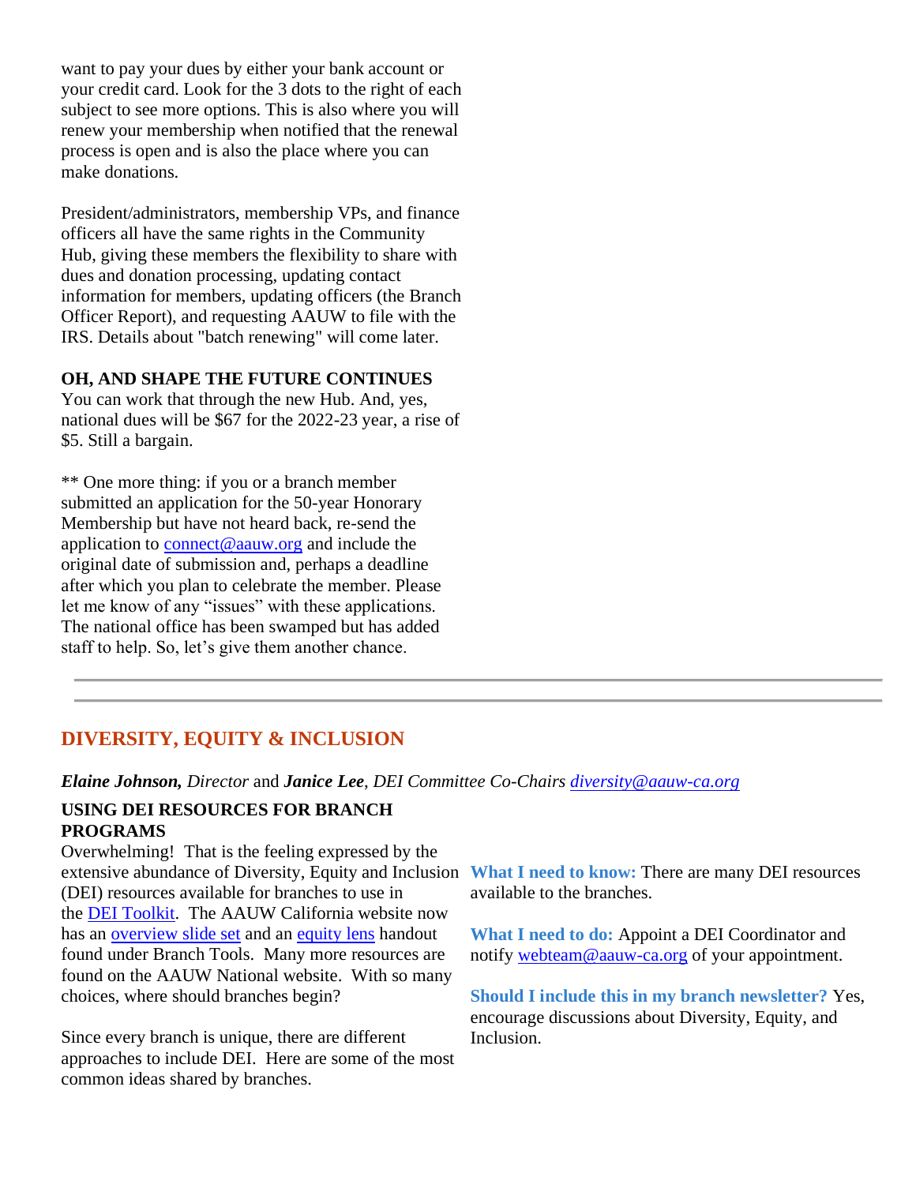want to pay your dues by either your bank account or your credit card. Look for the 3 dots to the right of each subject to see more options. This is also where you will renew your membership when notified that the renewal process is open and is also the place where you can make donations.

President/administrators, membership VPs, and finance officers all have the same rights in the Community Hub, giving these members the flexibility to share with dues and donation processing, updating contact information for members, updating officers (the Branch Officer Report), and requesting AAUW to file with the IRS. Details about "batch renewing" will come later.

**OH, AND SHAPE THE FUTURE CONTINUES**
You can work that through the new Hub. And, yes, national dues will be $67 for the 2022-23 year, a rise of $5. Still a bargain.

** One more thing: if you or a branch member submitted an application for the 50-year Honorary Membership but have not heard back, re-send the application to [connect@aauw.org](mailto:connect@aauw.org) and include the original date of submission and, perhaps a deadline after which you plan to celebrate the member. Please let me know of any “issues” with these applications. The national office has been swamped but has added staff to help. So, let’s give them another chance.

---

## DIVERSITY, EQUITY & INCLUSION

***Elaine Johnson,*** *Director* and ***Janice Lee***, *DEI Committee Co-Chairs* [*diversity@aauw-ca.org*](mailto:diversity@aauw-ca.org)

**USING DEI RESOURCES FOR BRANCH PROGRAMS**

Overwhelming! That is the feeling expressed by the extensive abundance of Diversity, Equity and Inclusion (DEI) resources available for branches to use in the DEI Toolkit. The AAUW California website now has an overview slide set and an equity lens handout found under Branch Tools. Many more resources are found on the AAUW National website. With so many choices, where should branches begin?

Since every branch is unique, there are different approaches to include DEI. Here are some of the most common ideas shared by branches.

**What I need to know:** There are many DEI resources available to the branches.

**What I need to do:** Appoint a DEI Coordinator and notify [webteam@aauw-ca.org](mailto:webteam@aauw-ca.org) of your appointment.

**Should I include this in my branch newsletter?** Yes, encourage discussions about Diversity, Equity, and Inclusion.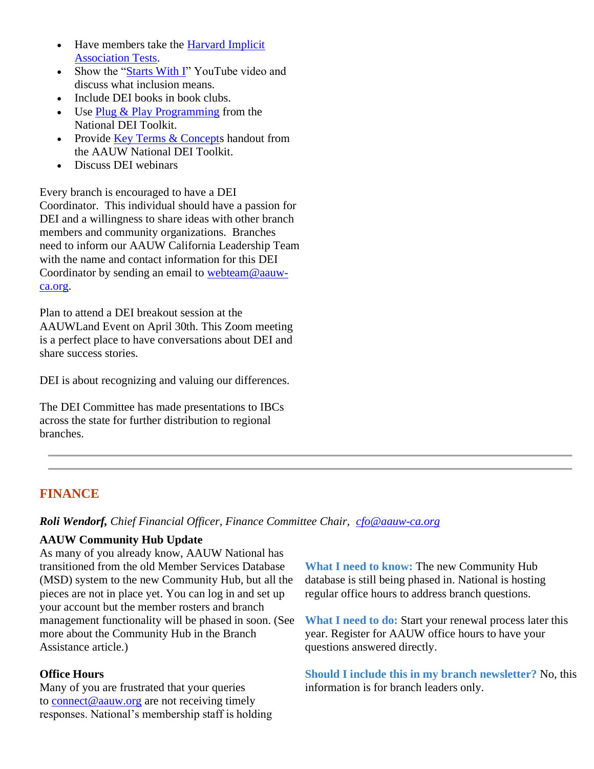- Have members take the Harvard Implicit Association Tests.
- Show the "Starts With I" YouTube video and discuss what inclusion means.
- Include DEI books in book clubs.
- Use Plug & Play Programming from the National DEI Toolkit.
- Provide Key Terms & Concepts handout from the AAUW National DEI Toolkit.
- Discuss DEI webinars

Every branch is encouraged to have a DEI Coordinator. This individual should have a passion for DEI and a willingness to share ideas with other branch members and community organizations. Branches need to inform our AAUW California Leadership Team with the name and contact information for this DEI Coordinator by sending an email to webteam@aauw-ca.org.

Plan to attend a DEI breakout session at the AAUWLand Event on April 30th. This Zoom meeting is a perfect place to have conversations about DEI and share success stories.

DEI is about recognizing and valuing our differences.

The DEI Committee has made presentations to IBCs across the state for further distribution to regional branches.

---

## FINANCE

***Roli Wendorf,*** *Chief Financial Officer, Finance Committee Chair, cfo@aauw-ca.org*

**AAUW Community Hub Update**

As many of you already know, AAUW National has transitioned from the old Member Services Database (MSD) system to the new Community Hub, but all the pieces are not in place yet. You can log in and set up your account but the member rosters and branch management functionality will be phased in soon. (See more about the Community Hub in the Branch Assistance article.)

**Office Hours**

Many of you are frustrated that your queries to connect@aauw.org are not receiving timely responses. National's membership staff is holding

**What I need to know:** The new Community Hub database is still being phased in. National is hosting regular office hours to address branch questions.

**What I need to do:** Start your renewal process later this year. Register for AAUW office hours to have your questions answered directly.

**Should I include this in my branch newsletter?** No, this information is for branch leaders only.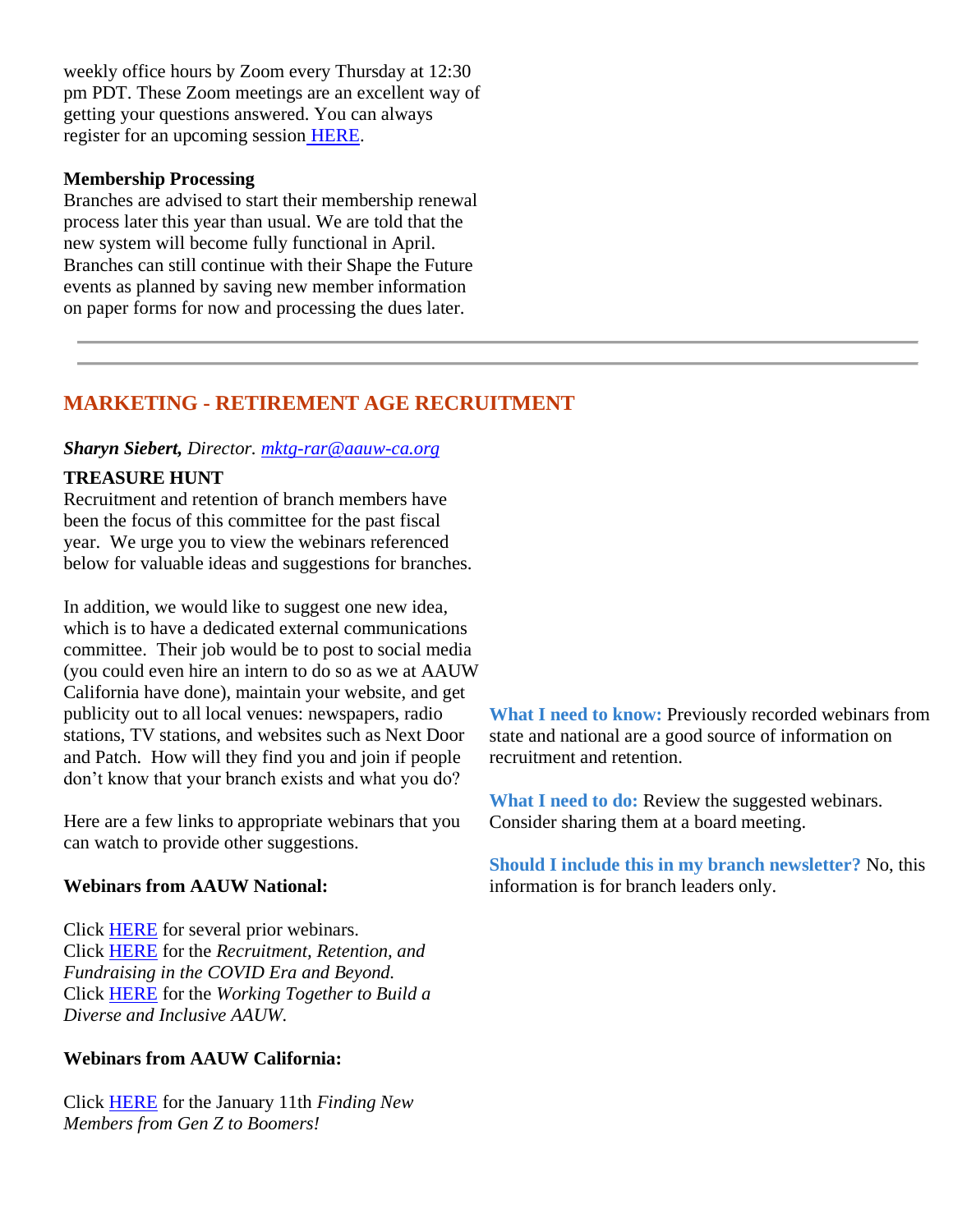weekly office hours by Zoom every Thursday at 12:30 pm PDT. These Zoom meetings are an excellent way of getting your questions answered. You can always register for an upcoming session HERE.

**Membership Processing**
Branches are advised to start their membership renewal process later this year than usual. We are told that the new system will become fully functional in April. Branches can still continue with their Shape the Future events as planned by saving new member information on paper forms for now and processing the dues later.

---

## MARKETING - RETIREMENT AGE RECRUITMENT

***Sharyn Siebert,*** *Director. mktg-rar@aauw-ca.org*

**TREASURE HUNT**
Recruitment and retention of branch members have been the focus of this committee for the past fiscal year. We urge you to view the webinars referenced below for valuable ideas and suggestions for branches.

In addition, we would like to suggest one new idea, which is to have a dedicated external communications committee. Their job would be to post to social media (you could even hire an intern to do so as we at AAUW California have done), maintain your website, and get publicity out to all local venues: newspapers, radio stations, TV stations, and websites such as Next Door and Patch. How will they find you and join if people don't know that your branch exists and what you do?

Here are a few links to appropriate webinars that you can watch to provide other suggestions.

**Webinars from AAUW National:**

Click HERE for several prior webinars.
Click HERE for the *Recruitment, Retention, and Fundraising in the COVID Era and Beyond.*
Click HERE for the *Working Together to Build a Diverse and Inclusive AAUW.*

**Webinars from AAUW California:**

Click HERE for the January 11th *Finding New Members from Gen Z to Boomers!*

**What I need to know:** Previously recorded webinars from state and national are a good source of information on recruitment and retention.

**What I need to do:** Review the suggested webinars. Consider sharing them at a board meeting.

**Should I include this in my branch newsletter?** No, this information is for branch leaders only.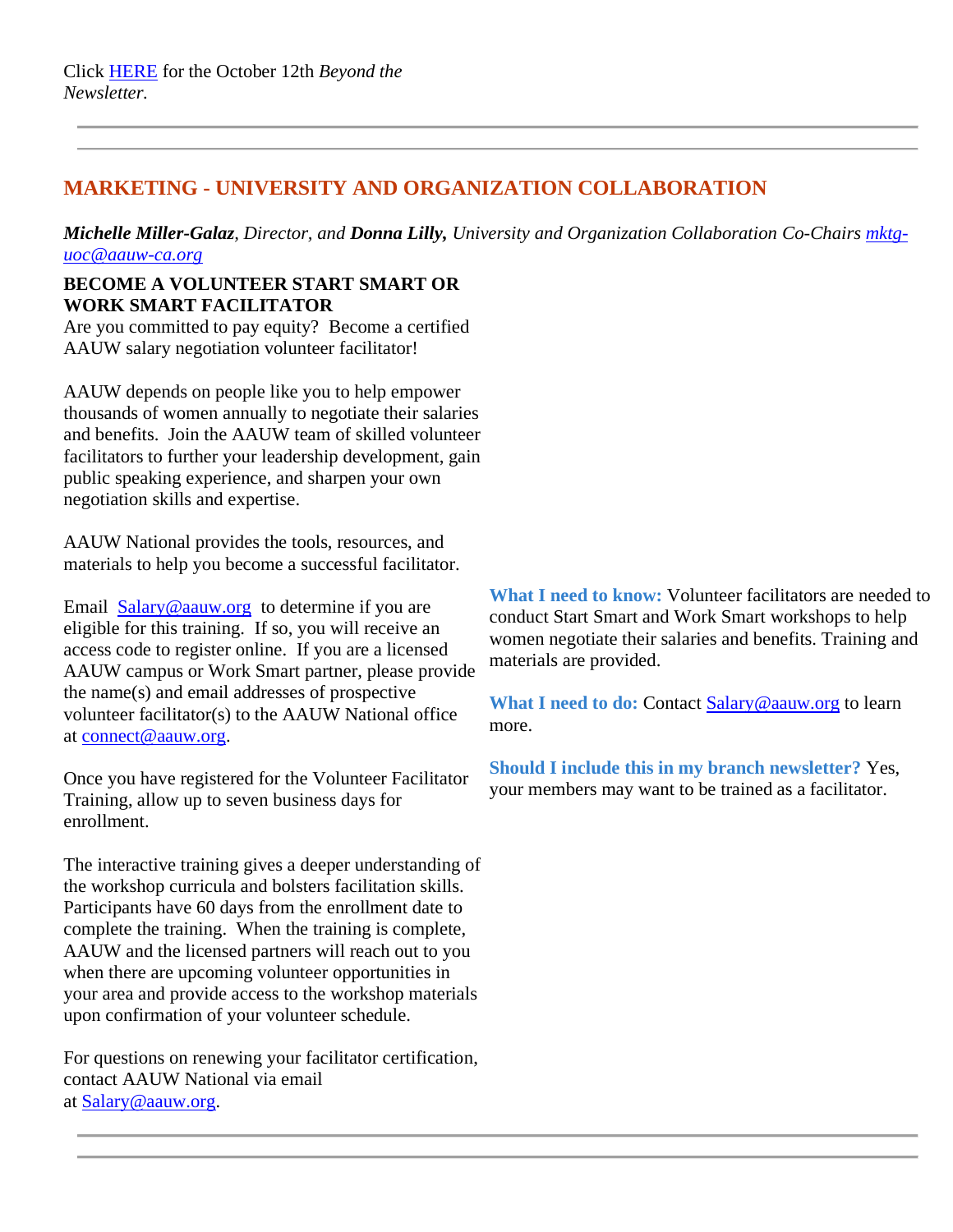Click HERE for the October 12th *Beyond the Newsletter.*

---

---

## MARKETING - UNIVERSITY AND ORGANIZATION COLLABORATION

***Michelle Miller-Galaz**, Director, and **Donna Lilly,** University and Organization Collaboration Co-Chairs mktg-uoc@aauw-ca.org*

**BECOME A VOLUNTEER START SMART OR WORK SMART FACILITATOR**

Are you committed to pay equity? Become a certified AAUW salary negotiation volunteer facilitator!

AAUW depends on people like you to help empower thousands of women annually to negotiate their salaries and benefits. Join the AAUW team of skilled volunteer facilitators to further your leadership development, gain public speaking experience, and sharpen your own negotiation skills and expertise.

AAUW National provides the tools, resources, and materials to help you become a successful facilitator.

Email Salary@aauw.org to determine if you are eligible for this training. If so, you will receive an access code to register online. If you are a licensed AAUW campus or Work Smart partner, please provide the name(s) and email addresses of prospective volunteer facilitator(s) to the AAUW National office at connect@aauw.org.

Once you have registered for the Volunteer Facilitator Training, allow up to seven business days for enrollment.

The interactive training gives a deeper understanding of the workshop curricula and bolsters facilitation skills. Participants have 60 days from the enrollment date to complete the training. When the training is complete, AAUW and the licensed partners will reach out to you when there are upcoming volunteer opportunities in your area and provide access to the workshop materials upon confirmation of your volunteer schedule.

For questions on renewing your facilitator certification, contact AAUW National via email at Salary@aauw.org.

**What I need to know:** Volunteer facilitators are needed to conduct Start Smart and Work Smart workshops to help women negotiate their salaries and benefits. Training and materials are provided.

**What I need to do:** Contact Salary@aauw.org to learn more.

**Should I include this in my branch newsletter?** Yes, your members may want to be trained as a facilitator.

---

---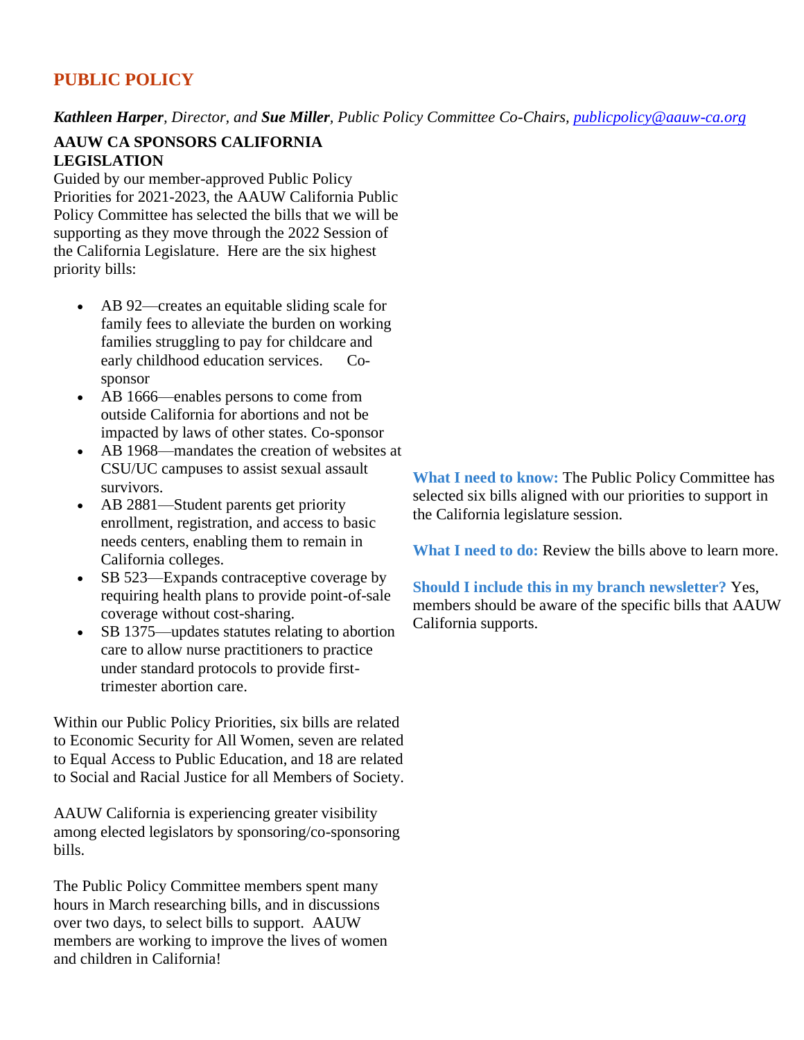## PUBLIC POLICY

***Kathleen Harper****, Director, and* ***Sue Miller****, Public Policy Committee Co-Chairs, publicpolicy@aauw-ca.org*

**AAUW CA SPONSORS CALIFORNIA LEGISLATION**

Guided by our member-approved Public Policy Priorities for 2021-2023, the AAUW California Public Policy Committee has selected the bills that we will be supporting as they move through the 2022 Session of the California Legislature. Here are the six highest priority bills:

- AB 92—creates an equitable sliding scale for family fees to alleviate the burden on working families struggling to pay for childcare and early childhood education services. Co-sponsor
- AB 1666—enables persons to come from outside California for abortions and not be impacted by laws of other states. Co-sponsor
- AB 1968—mandates the creation of websites at CSU/UC campuses to assist sexual assault survivors.
- AB 2881—Student parents get priority enrollment, registration, and access to basic needs centers, enabling them to remain in California colleges.
- SB 523—Expands contraceptive coverage by requiring health plans to provide point-of-sale coverage without cost-sharing.
- SB 1375—updates statutes relating to abortion care to allow nurse practitioners to practice under standard protocols to provide first-trimester abortion care.

Within our Public Policy Priorities, six bills are related to Economic Security for All Women, seven are related to Equal Access to Public Education, and 18 are related to Social and Racial Justice for all Members of Society.

AAUW California is experiencing greater visibility among elected legislators by sponsoring/co-sponsoring bills.

The Public Policy Committee members spent many hours in March researching bills, and in discussions over two days, to select bills to support. AAUW members are working to improve the lives of women and children in California!

**What I need to know:** The Public Policy Committee has selected six bills aligned with our priorities to support in the California legislature session.

**What I need to do:** Review the bills above to learn more.

**Should I include this in my branch newsletter?** Yes, members should be aware of the specific bills that AAUW California supports.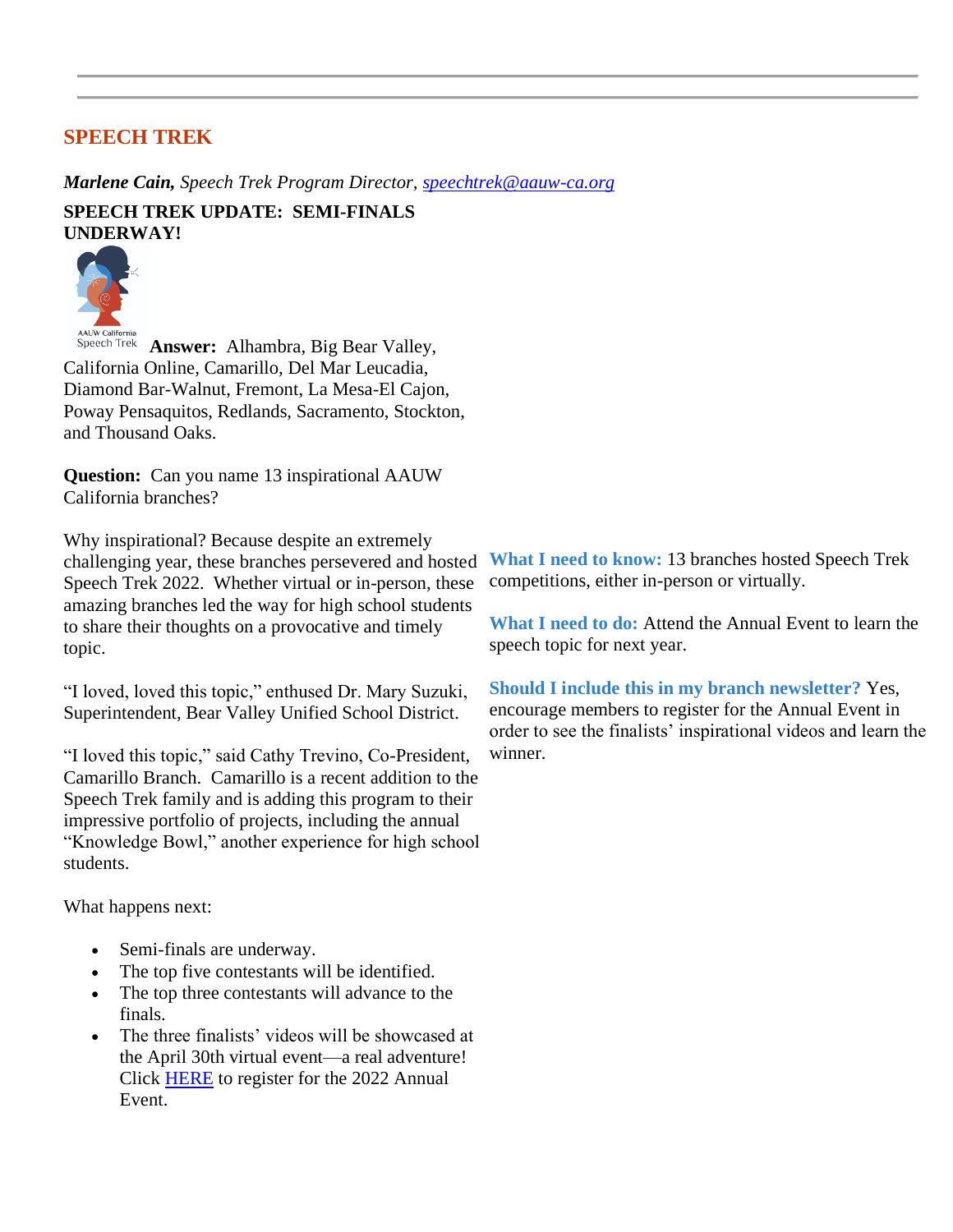## SPEECH TREK

***Marlene Cain,*** *Speech Trek Program Director, speechtrek@aauw-ca.org*

**SPEECH TREK UPDATE: SEMI-FINALS UNDERWAY!**

AAUW California Speech Trek

**Answer:** Alhambra, Big Bear Valley, California Online, Camarillo, Del Mar Leucadia, Diamond Bar-Walnut, Fremont, La Mesa-El Cajon, Poway Pensaquitos, Redlands, Sacramento, Stockton, and Thousand Oaks.

**Question:** Can you name 13 inspirational AAUW California branches?

Why inspirational? Because despite an extremely challenging year, these branches persevered and hosted Speech Trek 2022. Whether virtual or in-person, these amazing branches led the way for high school students to share their thoughts on a provocative and timely topic.

"I loved, loved this topic," enthused Dr. Mary Suzuki, Superintendent, Bear Valley Unified School District.

"I loved this topic," said Cathy Trevino, Co-President, Camarillo Branch. Camarillo is a recent addition to the Speech Trek family and is adding this program to their impressive portfolio of projects, including the annual "Knowledge Bowl," another experience for high school students.

What happens next:

- Semi-finals are underway.
- The top five contestants will be identified.
- The top three contestants will advance to the finals.
- The three finalists' videos will be showcased at the April 30th virtual event—a real adventure! Click HERE to register for the 2022 Annual Event.

**What I need to know:** 13 branches hosted Speech Trek competitions, either in-person or virtually.

**What I need to do:** Attend the Annual Event to learn the speech topic for next year.

**Should I include this in my branch newsletter?** Yes, encourage members to register for the Annual Event in order to see the finalists' inspirational videos and learn the winner.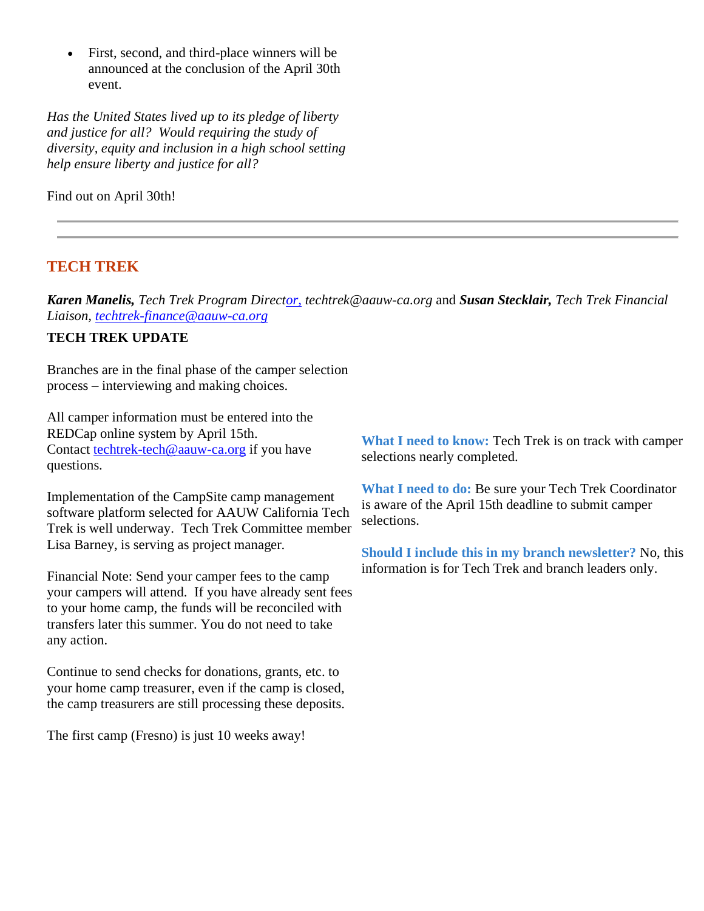- First, second, and third-place winners will be announced at the conclusion of the April 30th event.

*Has the United States lived up to its pledge of liberty and justice for all? Would requiring the study of diversity, equity and inclusion in a high school setting help ensure liberty and justice for all?*

Find out on April 30th!

---

---

## TECH TREK

***Karen Manelis,*** *Tech Trek Program Director, techtrek@aauw-ca.org* and ***Susan Stecklair,*** *Tech Trek Financial Liaison, techtrek-finance@aauw-ca.org*

**TECH TREK UPDATE**

Branches are in the final phase of the camper selection process – interviewing and making choices.

All camper information must be entered into the REDCap online system by April 15th. Contact techtrek-tech@aauw-ca.org if you have questions.

Implementation of the CampSite camp management software platform selected for AAUW California Tech Trek is well underway. Tech Trek Committee member Lisa Barney, is serving as project manager.

Financial Note: Send your camper fees to the camp your campers will attend. If you have already sent fees to your home camp, the funds will be reconciled with transfers later this summer. You do not need to take any action.

Continue to send checks for donations, grants, etc. to your home camp treasurer, even if the camp is closed, the camp treasurers are still processing these deposits.

The first camp (Fresno) is just 10 weeks away!

**What I need to know:** Tech Trek is on track with camper selections nearly completed.

**What I need to do:** Be sure your Tech Trek Coordinator is aware of the April 15th deadline to submit camper selections.

**Should I include this in my branch newsletter?** No, this information is for Tech Trek and branch leaders only.